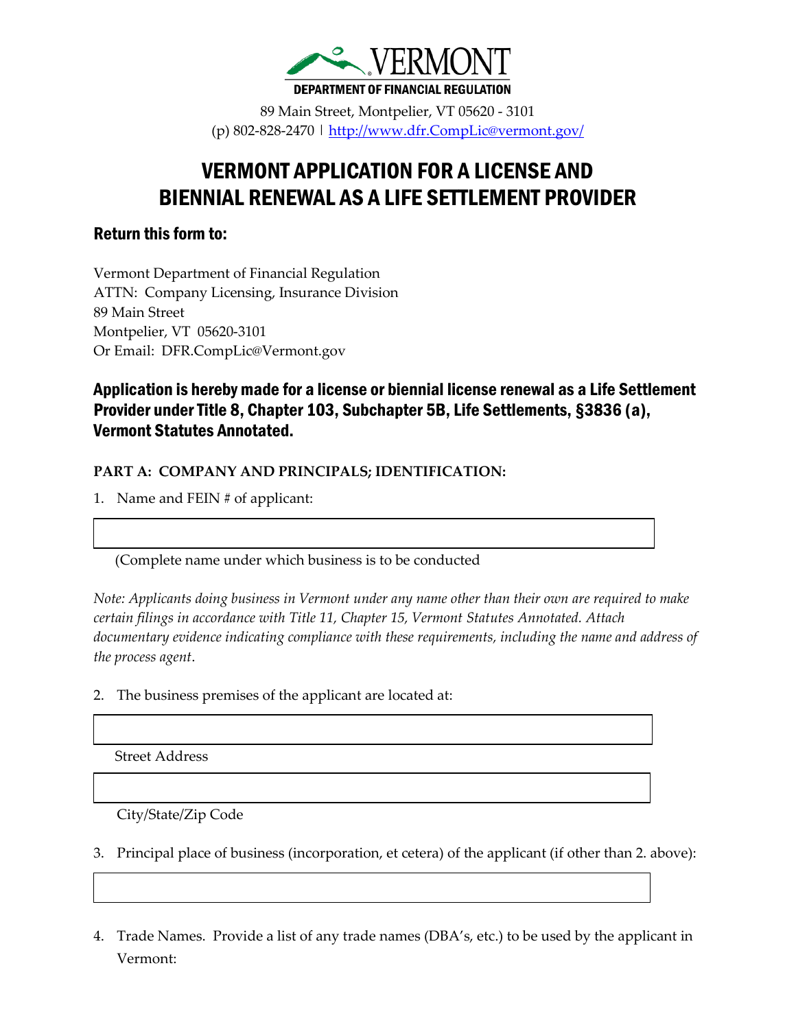VERMONT
DEPARTMENT OF FINANCIAL REGULATION

89 Main Street, Montpelier, VT 05620 - 3101
(p) 802-828-2470 | http://www.dfr.CompLic@vermont.gov/

# VERMONT APPLICATION FOR A LICENSE AND BIENNIAL RENEWAL AS A LIFE SETTLEMENT PROVIDER

## Return this form to:

Vermont Department of Financial Regulation
ATTN: Company Licensing, Insurance Division
89 Main Street
Montpelier, VT 05620-3101
Or Email: DFR.CompLic@Vermont.gov

## Application is hereby made for a license or biennial license renewal as a Life Settlement Provider under Title 8, Chapter 103, Subchapter 5B, Life Settlements, §3836 (a), Vermont Statutes Annotated.

**PART A: COMPANY AND PRINCIPALS; IDENTIFICATION:**

1. Name and FEIN # of applicant:

   (Complete name under which business is to be conducted

*Note: Applicants doing business in Vermont under any name other than their own are required to make certain filings in accordance with Title 11, Chapter 15, Vermont Statutes Annotated. Attach documentary evidence indicating compliance with these requirements, including the name and address of the process agent.*

2. The business premises of the applicant are located at:

   Street Address

   City/State/Zip Code

3. Principal place of business (incorporation, et cetera) of the applicant (if other than 2. above):

4. Trade Names. Provide a list of any trade names (DBA's, etc.) to be used by the applicant in Vermont: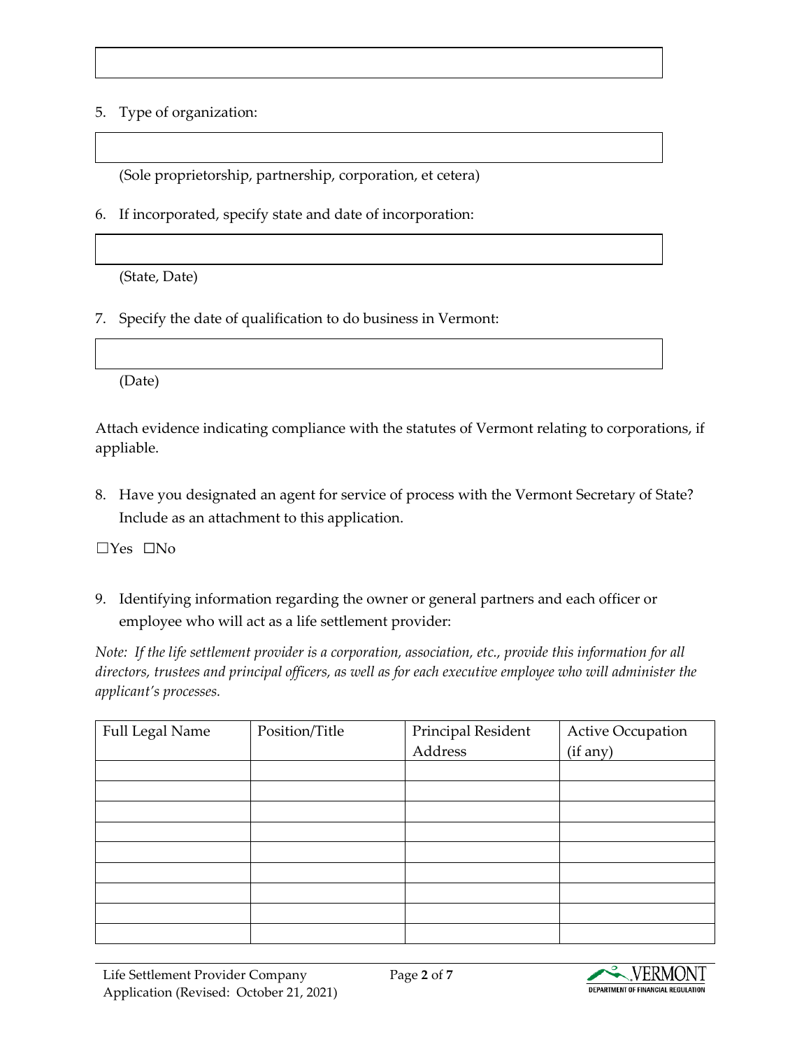5. Type of organization:

(Sole proprietorship, partnership, corporation, et cetera)

6. If incorporated, specify state and date of incorporation:

(State, Date)

7. Specify the date of qualification to do business in Vermont:

(Date)

Attach evidence indicating compliance with the statutes of Vermont relating to corporations, if appliable.

8. Have you designated an agent for service of process with the Vermont Secretary of State? Include as an attachment to this application.

☐Yes ☐No

9. Identifying information regarding the owner or general partners and each officer or employee who will act as a life settlement provider:

*Note: If the life settlement provider is a corporation, association, etc., provide this information for all directors, trustees and principal officers, as well as for each executive employee who will administer the applicant's processes.*

| Full Legal Name | Position/Title | Principal Resident Address | Active Occupation (if any) |
|---|---|---|---|
| | | | |
| | | | |
| | | | |
| | | | |
| | | | |
| | | | |
| | | | |
| | | | |
| | | | |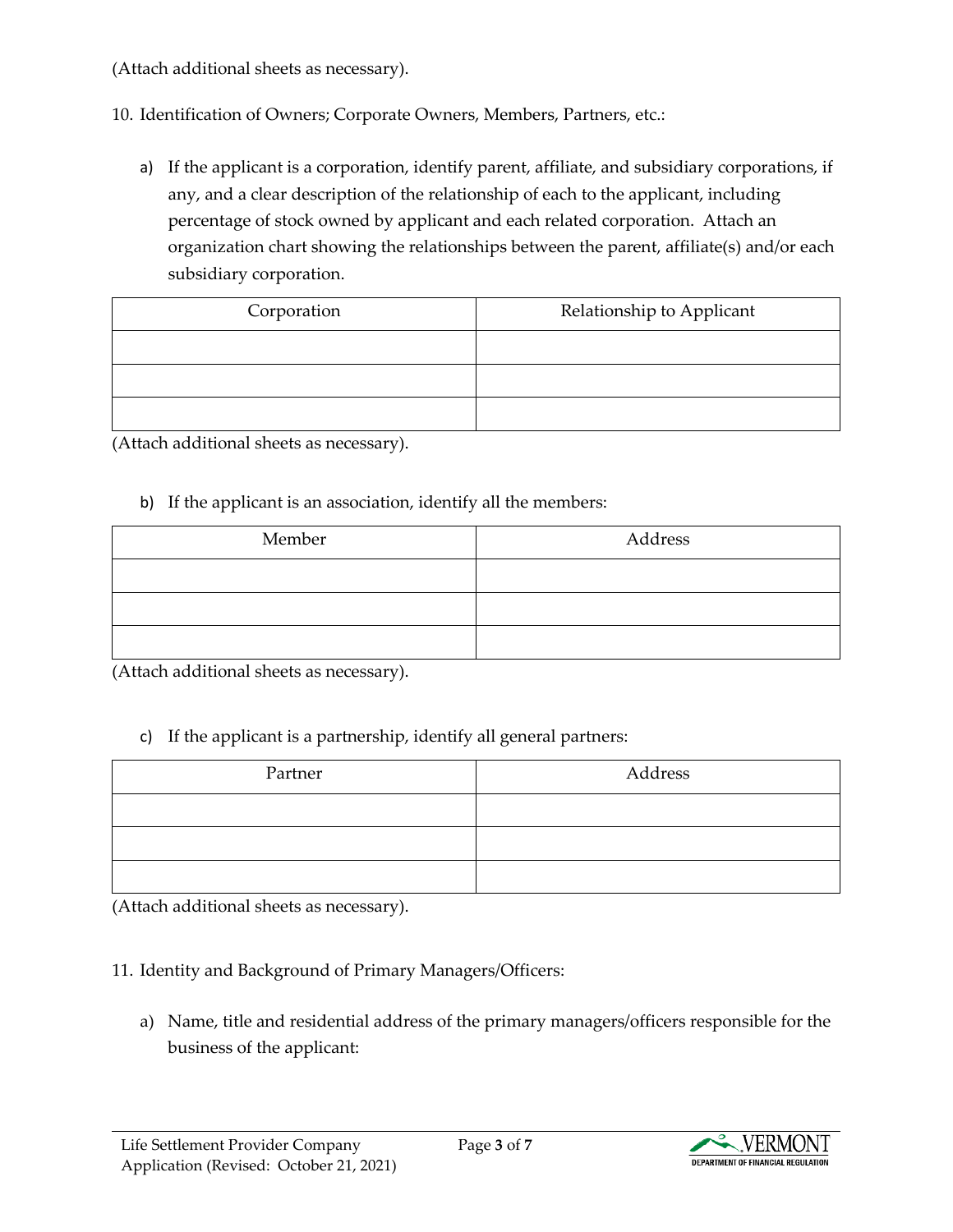(Attach additional sheets as necessary).

10. Identification of Owners; Corporate Owners, Members, Partners, etc.:

   a) If the applicant is a corporation, identify parent, affiliate, and subsidiary corporations, if any, and a clear description of the relationship of each to the applicant, including percentage of stock owned by applicant and each related corporation. Attach an organization chart showing the relationships between the parent, affiliate(s) and/or each subsidiary corporation.

| Corporation | Relationship to Applicant |
| --- | --- |
| | |
| | |
| | |

(Attach additional sheets as necessary).

   b) If the applicant is an association, identify all the members:

| Member | Address |
| --- | --- |
| | |
| | |
| | |

(Attach additional sheets as necessary).

   c) If the applicant is a partnership, identify all general partners:

| Partner | Address |
| --- | --- |
| | |
| | |
| | |

(Attach additional sheets as necessary).

11. Identity and Background of Primary Managers/Officers:

   a) Name, title and residential address of the primary managers/officers responsible for the business of the applicant: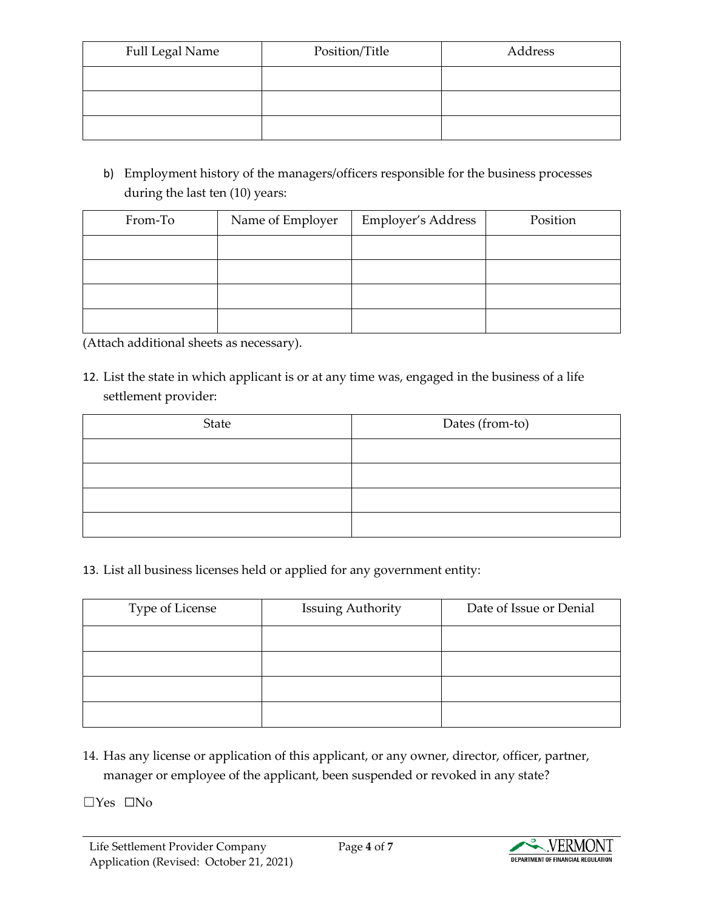| Full Legal Name | Position/Title | Address |
|---|---|---|
| | | |
| | | |
| | | |

b) Employment history of the managers/officers responsible for the business processes during the last ten (10) years:

| From-To | Name of Employer | Employer's Address | Position |
|---|---|---|---|
| | | | |
| | | | |
| | | | |
| | | | |

(Attach additional sheets as necessary).

12. List the state in which applicant is or at any time was, engaged in the business of a life settlement provider:

| State | Dates (from-to) |
|---|---|
| | |
| | |
| | |
| | |

13. List all business licenses held or applied for any government entity:

| Type of License | Issuing Authority | Date of Issue or Denial |
|---|---|---|
| | | |
| | | |
| | | |
| | | |

14. Has any license or application of this applicant, or any owner, director, officer, partner, manager or employee of the applicant, been suspended or revoked in any state?

☐Yes ☐No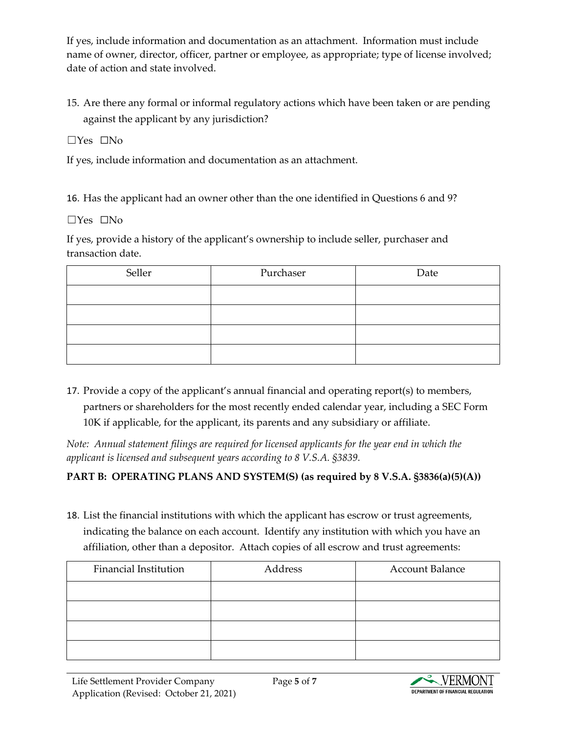If yes, include information and documentation as an attachment. Information must include name of owner, director, officer, partner or employee, as appropriate; type of license involved; date of action and state involved.

15. Are there any formal or informal regulatory actions which have been taken or are pending against the applicant by any jurisdiction?

☐Yes ☐No

If yes, include information and documentation as an attachment.

16. Has the applicant had an owner other than the one identified in Questions 6 and 9?

☐Yes ☐No

If yes, provide a history of the applicant's ownership to include seller, purchaser and transaction date.

| Seller | Purchaser | Date |
| --- | --- | --- |
| | | |
| | | |
| | | |
| | | |

17. Provide a copy of the applicant's annual financial and operating report(s) to members, partners or shareholders for the most recently ended calendar year, including a SEC Form 10K if applicable, for the applicant, its parents and any subsidiary or affiliate.

*Note: Annual statement filings are required for licensed applicants for the year end in which the applicant is licensed and subsequent years according to 8 V.S.A. §3839.*

**PART B: OPERATING PLANS AND SYSTEM(S) (as required by 8 V.S.A. §3836(a)(5)(A))**

18. List the financial institutions with which the applicant has escrow or trust agreements, indicating the balance on each account. Identify any institution with which you have an affiliation, other than a depositor. Attach copies of all escrow and trust agreements:

| Financial Institution | Address | Account Balance |
| --- | --- | --- |
| | | |
| | | |
| | | |
| | | |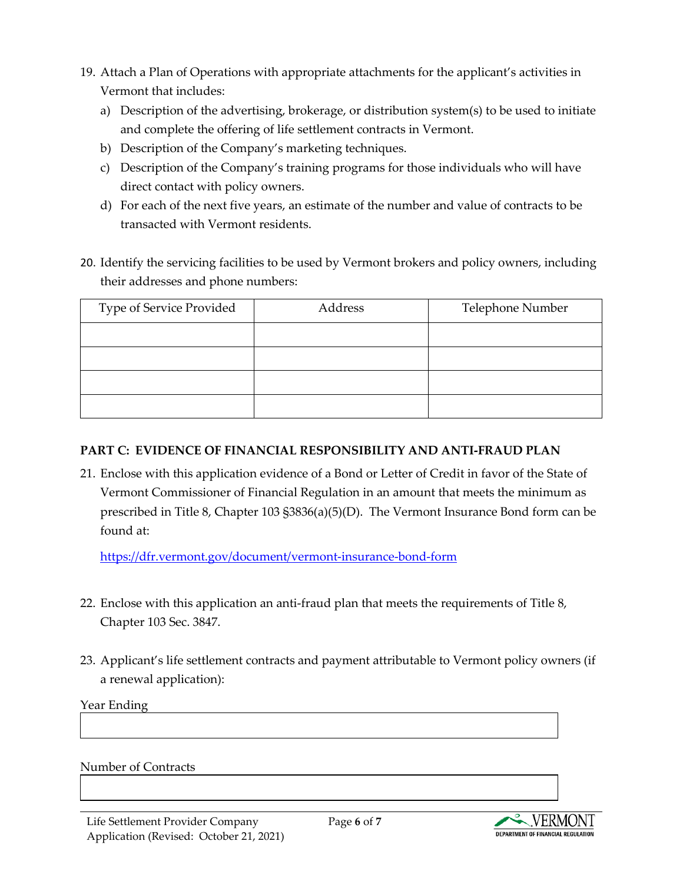19. Attach a Plan of Operations with appropriate attachments for the applicant's activities in Vermont that includes:
    a) Description of the advertising, brokerage, or distribution system(s) to be used to initiate and complete the offering of life settlement contracts in Vermont.
    b) Description of the Company's marketing techniques.
    c) Description of the Company's training programs for those individuals who will have direct contact with policy owners.
    d) For each of the next five years, an estimate of the number and value of contracts to be transacted with Vermont residents.

20. Identify the servicing facilities to be used by Vermont brokers and policy owners, including their addresses and phone numbers:

| Type of Service Provided | Address | Telephone Number |
|---|---|---|
| | | |
| | | |
| | | |
| | | |

**PART C: EVIDENCE OF FINANCIAL RESPONSIBILITY AND ANTI-FRAUD PLAN**

21. Enclose with this application evidence of a Bond or Letter of Credit in favor of the State of Vermont Commissioner of Financial Regulation in an amount that meets the minimum as prescribed in Title 8, Chapter 103 §3836(a)(5)(D). The Vermont Insurance Bond form can be found at:

    https://dfr.vermont.gov/document/vermont-insurance-bond-form

22. Enclose with this application an anti-fraud plan that meets the requirements of Title 8, Chapter 103 Sec. 3847.

23. Applicant's life settlement contracts and payment attributable to Vermont policy owners (if a renewal application):

Year Ending

Number of Contracts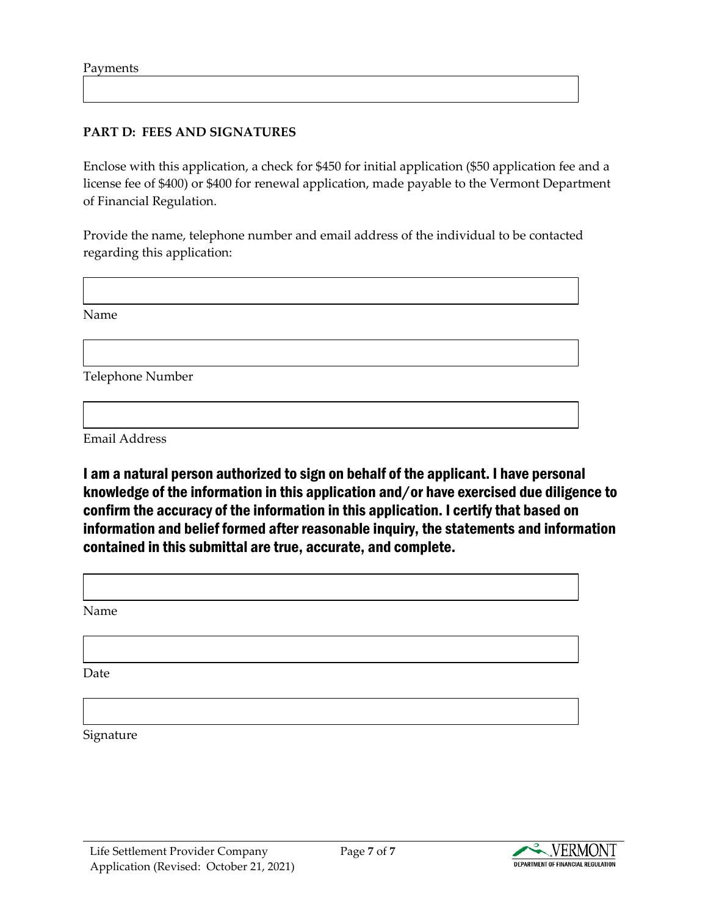Payments

**PART D: FEES AND SIGNATURES**

Enclose with this application, a check for $450 for initial application ($50 application fee and a license fee of $400) or $400 for renewal application, made payable to the Vermont Department of Financial Regulation.

Provide the name, telephone number and email address of the individual to be contacted regarding this application:

Name

Telephone Number

Email Address

**I am a natural person authorized to sign on behalf of the applicant. I have personal knowledge of the information in this application and/or have exercised due diligence to confirm the accuracy of the information in this application. I certify that based on information and belief formed after reasonable inquiry, the statements and information contained in this submittal are true, accurate, and complete.**

Name

Date

Signature